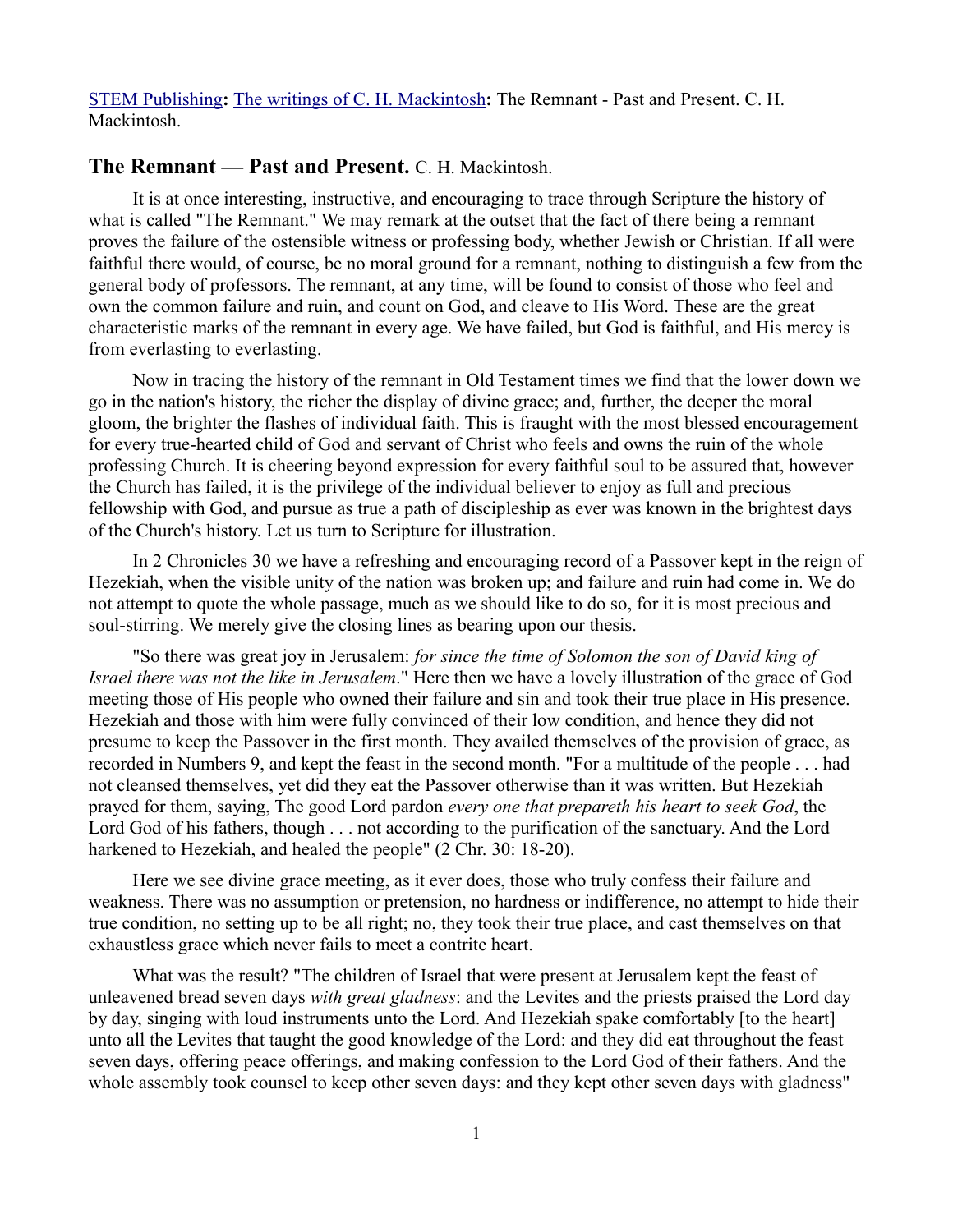STEM Publishing**:** The writings of C. H. Mackintosh**:** The Remnant - Past and Present. C. H. Mackintosh.

## The Remnant — Past and Present. C. H. Mackintosh.

It is at once interesting, instructive, and encouraging to trace through Scripture the history of what is called "The Remnant." We may remark at the outset that the fact of there being a remnant proves the failure of the ostensible witness or professing body, whether Jewish or Christian. If all were faithful there would, of course, be no moral ground for a remnant, nothing to distinguish a few from the general body of professors. The remnant, at any time, will be found to consist of those who feel and own the common failure and ruin, and count on God, and cleave to His Word. These are the great characteristic marks of the remnant in every age. We have failed, but God is faithful, and His mercy is from everlasting to everlasting.

Now in tracing the history of the remnant in Old Testament times we find that the lower down we go in the nation's history, the richer the display of divine grace; and, further, the deeper the moral gloom, the brighter the flashes of individual faith. This is fraught with the most blessed encouragement for every true-hearted child of God and servant of Christ who feels and owns the ruin of the whole professing Church. It is cheering beyond expression for every faithful soul to be assured that, however the Church has failed, it is the privilege of the individual believer to enjoy as full and precious fellowship with God, and pursue as true a path of discipleship as ever was known in the brightest days of the Church's history. Let us turn to Scripture for illustration.

In 2 Chronicles 30 we have a refreshing and encouraging record of a Passover kept in the reign of Hezekiah, when the visible unity of the nation was broken up; and failure and ruin had come in. We do not attempt to quote the whole passage, much as we should like to do so, for it is most precious and soul-stirring. We merely give the closing lines as bearing upon our thesis.

"So there was great joy in Jerusalem: *for since the time of Solomon the son of David king of Israel there was not the like in Jerusalem*." Here then we have a lovely illustration of the grace of God meeting those of His people who owned their failure and sin and took their true place in His presence. Hezekiah and those with him were fully convinced of their low condition, and hence they did not presume to keep the Passover in the first month. They availed themselves of the provision of grace, as recorded in Numbers 9, and kept the feast in the second month. "For a multitude of the people . . . had not cleansed themselves, yet did they eat the Passover otherwise than it was written. But Hezekiah prayed for them, saying, The good Lord pardon *every one that prepareth his heart to seek God*, the Lord God of his fathers, though . . . not according to the purification of the sanctuary. And the Lord harkened to Hezekiah, and healed the people" (2 Chr. 30: 18-20).

Here we see divine grace meeting, as it ever does, those who truly confess their failure and weakness. There was no assumption or pretension, no hardness or indifference, no attempt to hide their true condition, no setting up to be all right; no, they took their true place, and cast themselves on that exhaustless grace which never fails to meet a contrite heart.

What was the result? "The children of Israel that were present at Jerusalem kept the feast of unleavened bread seven days *with great gladness*: and the Levites and the priests praised the Lord day by day, singing with loud instruments unto the Lord. And Hezekiah spake comfortably [to the heart] unto all the Levites that taught the good knowledge of the Lord: and they did eat throughout the feast seven days, offering peace offerings, and making confession to the Lord God of their fathers. And the whole assembly took counsel to keep other seven days: and they kept other seven days with gladness"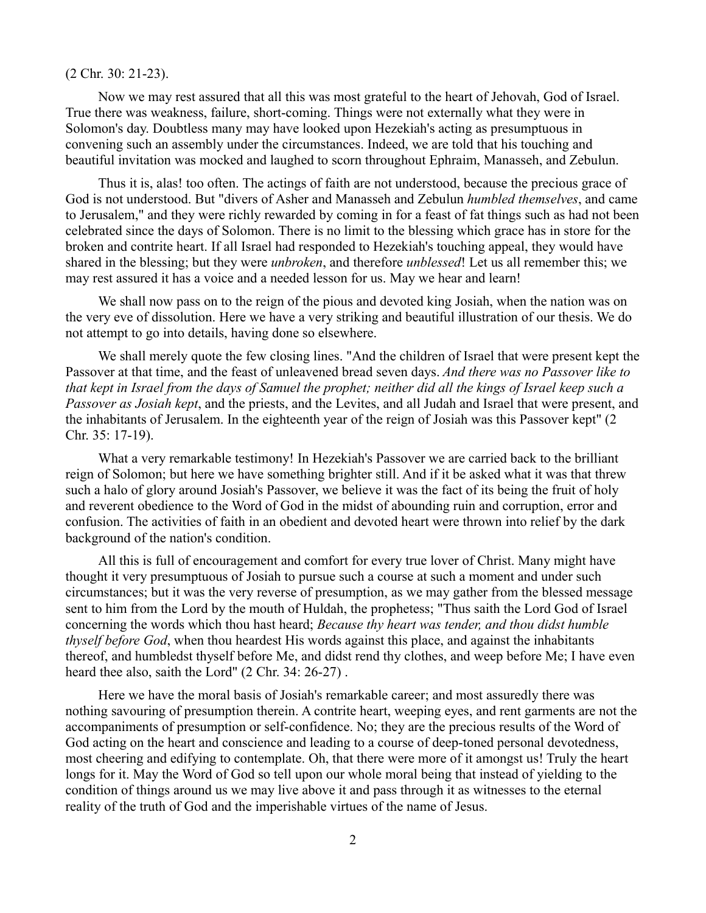(2 Chr. 30: 21-23).

Now we may rest assured that all this was most grateful to the heart of Jehovah, God of Israel. True there was weakness, failure, short-coming. Things were not externally what they were in Solomon's day. Doubtless many may have looked upon Hezekiah's acting as presumptuous in convening such an assembly under the circumstances. Indeed, we are told that his touching and beautiful invitation was mocked and laughed to scorn throughout Ephraim, Manasseh, and Zebulun.

Thus it is, alas! too often. The actings of faith are not understood, because the precious grace of God is not understood. But "divers of Asher and Manasseh and Zebulun *humbled themselves*, and came to Jerusalem," and they were richly rewarded by coming in for a feast of fat things such as had not been celebrated since the days of Solomon. There is no limit to the blessing which grace has in store for the broken and contrite heart. If all Israel had responded to Hezekiah's touching appeal, they would have shared in the blessing; but they were *unbroken*, and therefore *unblessed*! Let us all remember this; we may rest assured it has a voice and a needed lesson for us. May we hear and learn!

We shall now pass on to the reign of the pious and devoted king Josiah, when the nation was on the very eve of dissolution. Here we have a very striking and beautiful illustration of our thesis. We do not attempt to go into details, having done so elsewhere.

We shall merely quote the few closing lines. "And the children of Israel that were present kept the Passover at that time, and the feast of unleavened bread seven days. *And there was no Passover like to that kept in Israel from the days of Samuel the prophet; neither did all the kings of Israel keep such a Passover as Josiah kept*, and the priests, and the Levites, and all Judah and Israel that were present, and the inhabitants of Jerusalem. In the eighteenth year of the reign of Josiah was this Passover kept" (2 Chr. 35: 17-19).

What a very remarkable testimony! In Hezekiah's Passover we are carried back to the brilliant reign of Solomon; but here we have something brighter still. And if it be asked what it was that threw such a halo of glory around Josiah's Passover, we believe it was the fact of its being the fruit of holy and reverent obedience to the Word of God in the midst of abounding ruin and corruption, error and confusion. The activities of faith in an obedient and devoted heart were thrown into relief by the dark background of the nation's condition.

All this is full of encouragement and comfort for every true lover of Christ. Many might have thought it very presumptuous of Josiah to pursue such a course at such a moment and under such circumstances; but it was the very reverse of presumption, as we may gather from the blessed message sent to him from the Lord by the mouth of Huldah, the prophetess; "Thus saith the Lord God of Israel concerning the words which thou hast heard; *Because thy heart was tender, and thou didst humble thyself before God*, when thou heardest His words against this place, and against the inhabitants thereof, and humbledst thyself before Me, and didst rend thy clothes, and weep before Me; I have even heard thee also, saith the Lord" (2 Chr. 34: 26-27) .

Here we have the moral basis of Josiah's remarkable career; and most assuredly there was nothing savouring of presumption therein. A contrite heart, weeping eyes, and rent garments are not the accompaniments of presumption or self-confidence. No; they are the precious results of the Word of God acting on the heart and conscience and leading to a course of deep-toned personal devotedness, most cheering and edifying to contemplate. Oh, that there were more of it amongst us! Truly the heart longs for it. May the Word of God so tell upon our whole moral being that instead of yielding to the condition of things around us we may live above it and pass through it as witnesses to the eternal reality of the truth of God and the imperishable virtues of the name of Jesus.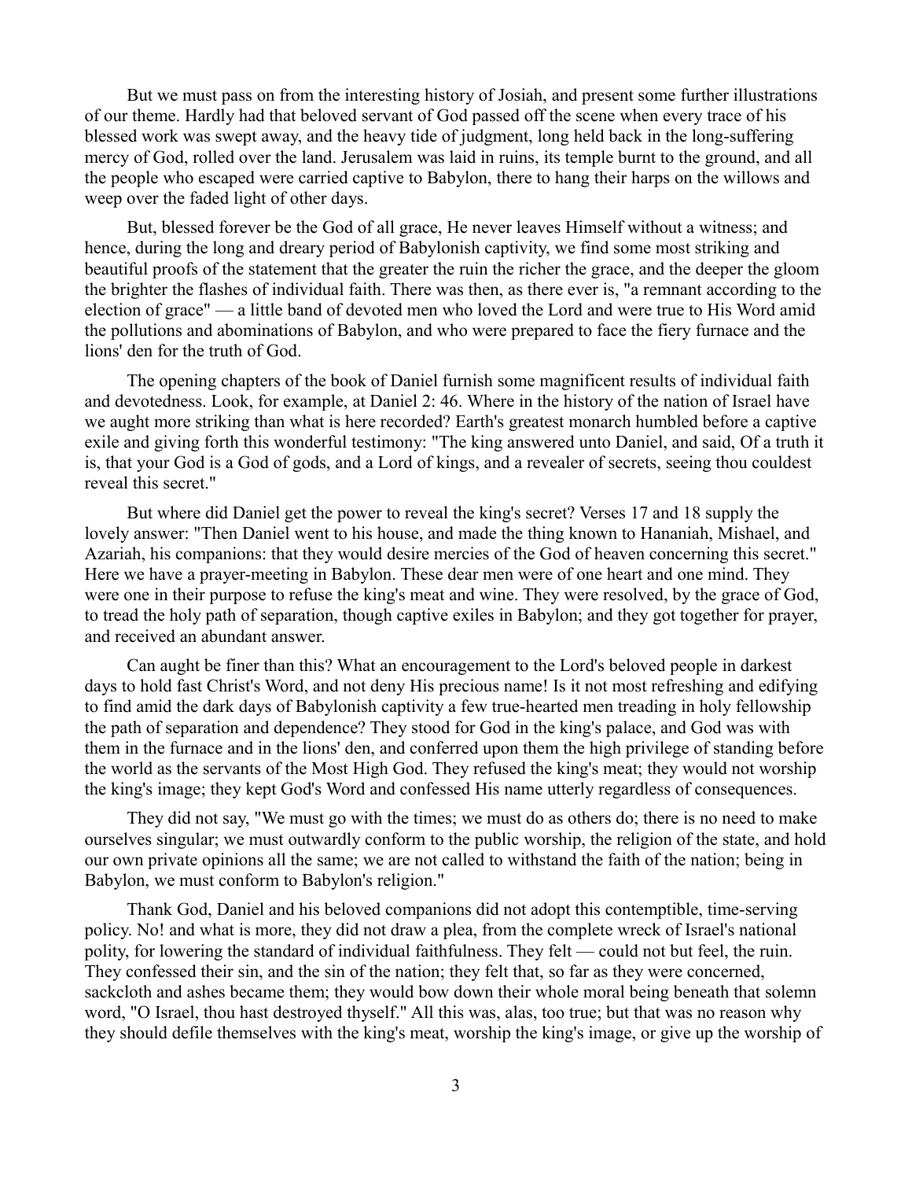But we must pass on from the interesting history of Josiah, and present some further illustrations of our theme. Hardly had that beloved servant of God passed off the scene when every trace of his blessed work was swept away, and the heavy tide of judgment, long held back in the long-suffering mercy of God, rolled over the land. Jerusalem was laid in ruins, its temple burnt to the ground, and all the people who escaped were carried captive to Babylon, there to hang their harps on the willows and weep over the faded light of other days.

But, blessed forever be the God of all grace, He never leaves Himself without a witness; and hence, during the long and dreary period of Babylonish captivity, we find some most striking and beautiful proofs of the statement that the greater the ruin the richer the grace, and the deeper the gloom the brighter the flashes of individual faith. There was then, as there ever is, "a remnant according to the election of grace" — a little band of devoted men who loved the Lord and were true to His Word amid the pollutions and abominations of Babylon, and who were prepared to face the fiery furnace and the lions' den for the truth of God.

The opening chapters of the book of Daniel furnish some magnificent results of individual faith and devotedness. Look, for example, at Daniel 2: 46. Where in the history of the nation of Israel have we aught more striking than what is here recorded? Earth's greatest monarch humbled before a captive exile and giving forth this wonderful testimony: "The king answered unto Daniel, and said, Of a truth it is, that your God is a God of gods, and a Lord of kings, and a revealer of secrets, seeing thou couldest reveal this secret."

But where did Daniel get the power to reveal the king's secret? Verses 17 and 18 supply the lovely answer: "Then Daniel went to his house, and made the thing known to Hananiah, Mishael, and Azariah, his companions: that they would desire mercies of the God of heaven concerning this secret." Here we have a prayer-meeting in Babylon. These dear men were of one heart and one mind. They were one in their purpose to refuse the king's meat and wine. They were resolved, by the grace of God, to tread the holy path of separation, though captive exiles in Babylon; and they got together for prayer, and received an abundant answer.

Can aught be finer than this? What an encouragement to the Lord's beloved people in darkest days to hold fast Christ's Word, and not deny His precious name! Is it not most refreshing and edifying to find amid the dark days of Babylonish captivity a few true-hearted men treading in holy fellowship the path of separation and dependence? They stood for God in the king's palace, and God was with them in the furnace and in the lions' den, and conferred upon them the high privilege of standing before the world as the servants of the Most High God. They refused the king's meat; they would not worship the king's image; they kept God's Word and confessed His name utterly regardless of consequences.

They did not say, "We must go with the times; we must do as others do; there is no need to make ourselves singular; we must outwardly conform to the public worship, the religion of the state, and hold our own private opinions all the same; we are not called to withstand the faith of the nation; being in Babylon, we must conform to Babylon's religion."

Thank God, Daniel and his beloved companions did not adopt this contemptible, time-serving policy. No! and what is more, they did not draw a plea, from the complete wreck of Israel's national polity, for lowering the standard of individual faithfulness. They felt — could not but feel, the ruin. They confessed their sin, and the sin of the nation; they felt that, so far as they were concerned, sackcloth and ashes became them; they would bow down their whole moral being beneath that solemn word, "O Israel, thou hast destroyed thyself." All this was, alas, too true; but that was no reason why they should defile themselves with the king's meat, worship the king's image, or give up the worship of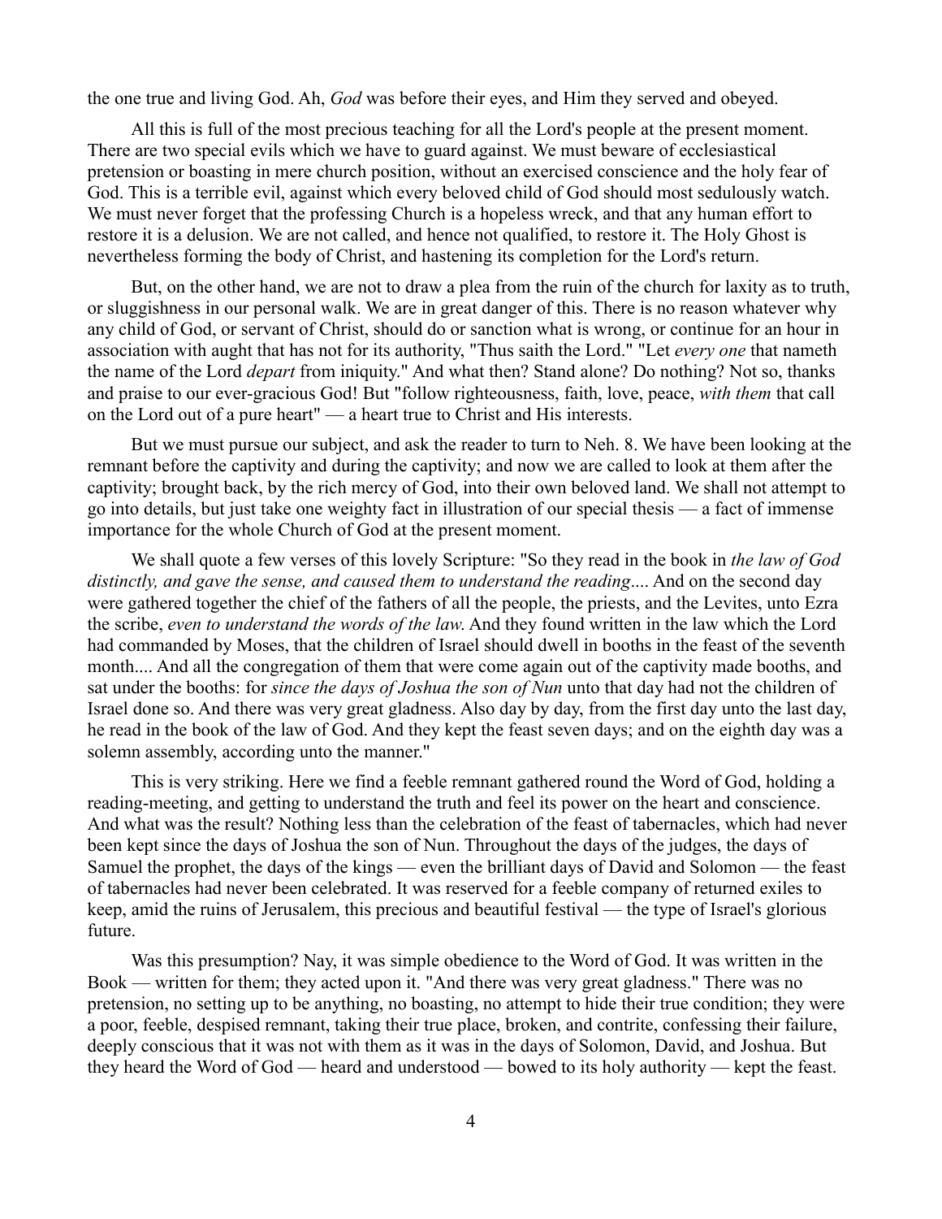the one true and living God. Ah, *God* was before their eyes, and Him they served and obeyed.

All this is full of the most precious teaching for all the Lord's people at the present moment. There are two special evils which we have to guard against. We must beware of ecclesiastical pretension or boasting in mere church position, without an exercised conscience and the holy fear of God. This is a terrible evil, against which every beloved child of God should most sedulously watch. We must never forget that the professing Church is a hopeless wreck, and that any human effort to restore it is a delusion. We are not called, and hence not qualified, to restore it. The Holy Ghost is nevertheless forming the body of Christ, and hastening its completion for the Lord's return.

But, on the other hand, we are not to draw a plea from the ruin of the church for laxity as to truth, or sluggishness in our personal walk. We are in great danger of this. There is no reason whatever why any child of God, or servant of Christ, should do or sanction what is wrong, or continue for an hour in association with aught that has not for its authority, "Thus saith the Lord." "Let *every one* that nameth the name of the Lord *depart* from iniquity." And what then? Stand alone? Do nothing? Not so, thanks and praise to our ever-gracious God! But "follow righteousness, faith, love, peace, *with them* that call on the Lord out of a pure heart" — a heart true to Christ and His interests.

But we must pursue our subject, and ask the reader to turn to Neh. 8. We have been looking at the remnant before the captivity and during the captivity; and now we are called to look at them after the captivity; brought back, by the rich mercy of God, into their own beloved land. We shall not attempt to go into details, but just take one weighty fact in illustration of our special thesis — a fact of immense importance for the whole Church of God at the present moment.

We shall quote a few verses of this lovely Scripture: "So they read in the book in *the law of God distinctly, and gave the sense, and caused them to understand the reading*.... And on the second day were gathered together the chief of the fathers of all the people, the priests, and the Levites, unto Ezra the scribe, *even to understand the words of the law*. And they found written in the law which the Lord had commanded by Moses, that the children of Israel should dwell in booths in the feast of the seventh month.... And all the congregation of them that were come again out of the captivity made booths, and sat under the booths: for *since the days of Joshua the son of Nun* unto that day had not the children of Israel done so. And there was very great gladness. Also day by day, from the first day unto the last day, he read in the book of the law of God. And they kept the feast seven days; and on the eighth day was a solemn assembly, according unto the manner."

This is very striking. Here we find a feeble remnant gathered round the Word of God, holding a reading-meeting, and getting to understand the truth and feel its power on the heart and conscience. And what was the result? Nothing less than the celebration of the feast of tabernacles, which had never been kept since the days of Joshua the son of Nun. Throughout the days of the judges, the days of Samuel the prophet, the days of the kings — even the brilliant days of David and Solomon — the feast of tabernacles had never been celebrated. It was reserved for a feeble company of returned exiles to keep, amid the ruins of Jerusalem, this precious and beautiful festival — the type of Israel's glorious future.

Was this presumption? Nay, it was simple obedience to the Word of God. It was written in the Book — written for them; they acted upon it. "And there was very great gladness." There was no pretension, no setting up to be anything, no boasting, no attempt to hide their true condition; they were a poor, feeble, despised remnant, taking their true place, broken, and contrite, confessing their failure, deeply conscious that it was not with them as it was in the days of Solomon, David, and Joshua. But they heard the Word of God — heard and understood — bowed to its holy authority — kept the feast.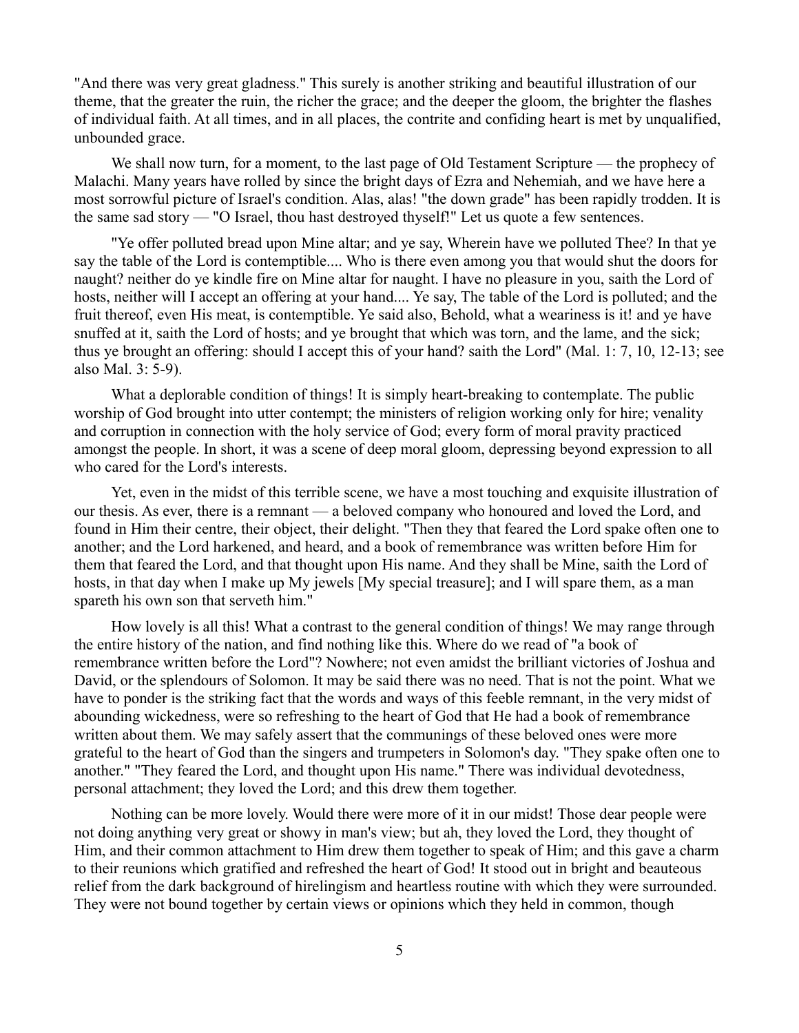"And there was very great gladness." This surely is another striking and beautiful illustration of our theme, that the greater the ruin, the richer the grace; and the deeper the gloom, the brighter the flashes of individual faith. At all times, and in all places, the contrite and confiding heart is met by unqualified, unbounded grace.

We shall now turn, for a moment, to the last page of Old Testament Scripture — the prophecy of Malachi. Many years have rolled by since the bright days of Ezra and Nehemiah, and we have here a most sorrowful picture of Israel's condition. Alas, alas! "the down grade" has been rapidly trodden. It is the same sad story — "O Israel, thou hast destroyed thyself!" Let us quote a few sentences.

"Ye offer polluted bread upon Mine altar; and ye say, Wherein have we polluted Thee? In that ye say the table of the Lord is contemptible.... Who is there even among you that would shut the doors for naught? neither do ye kindle fire on Mine altar for naught. I have no pleasure in you, saith the Lord of hosts, neither will I accept an offering at your hand.... Ye say, The table of the Lord is polluted; and the fruit thereof, even His meat, is contemptible. Ye said also, Behold, what a weariness is it! and ye have snuffed at it, saith the Lord of hosts; and ye brought that which was torn, and the lame, and the sick; thus ye brought an offering: should I accept this of your hand? saith the Lord" (Mal. 1: 7, 10, 12-13; see also Mal. 3: 5-9).

What a deplorable condition of things! It is simply heart-breaking to contemplate. The public worship of God brought into utter contempt; the ministers of religion working only for hire; venality and corruption in connection with the holy service of God; every form of moral pravity practiced amongst the people. In short, it was a scene of deep moral gloom, depressing beyond expression to all who cared for the Lord's interests.

Yet, even in the midst of this terrible scene, we have a most touching and exquisite illustration of our thesis. As ever, there is a remnant — a beloved company who honoured and loved the Lord, and found in Him their centre, their object, their delight. "Then they that feared the Lord spake often one to another; and the Lord harkened, and heard, and a book of remembrance was written before Him for them that feared the Lord, and that thought upon His name. And they shall be Mine, saith the Lord of hosts, in that day when I make up My jewels [My special treasure]; and I will spare them, as a man spareth his own son that serveth him."

How lovely is all this! What a contrast to the general condition of things! We may range through the entire history of the nation, and find nothing like this. Where do we read of "a book of remembrance written before the Lord"? Nowhere; not even amidst the brilliant victories of Joshua and David, or the splendours of Solomon. It may be said there was no need. That is not the point. What we have to ponder is the striking fact that the words and ways of this feeble remnant, in the very midst of abounding wickedness, were so refreshing to the heart of God that He had a book of remembrance written about them. We may safely assert that the communings of these beloved ones were more grateful to the heart of God than the singers and trumpeters in Solomon's day. "They spake often one to another." "They feared the Lord, and thought upon His name." There was individual devotedness, personal attachment; they loved the Lord; and this drew them together.

Nothing can be more lovely. Would there were more of it in our midst! Those dear people were not doing anything very great or showy in man's view; but ah, they loved the Lord, they thought of Him, and their common attachment to Him drew them together to speak of Him; and this gave a charm to their reunions which gratified and refreshed the heart of God! It stood out in bright and beauteous relief from the dark background of hirelingism and heartless routine with which they were surrounded. They were not bound together by certain views or opinions which they held in common, though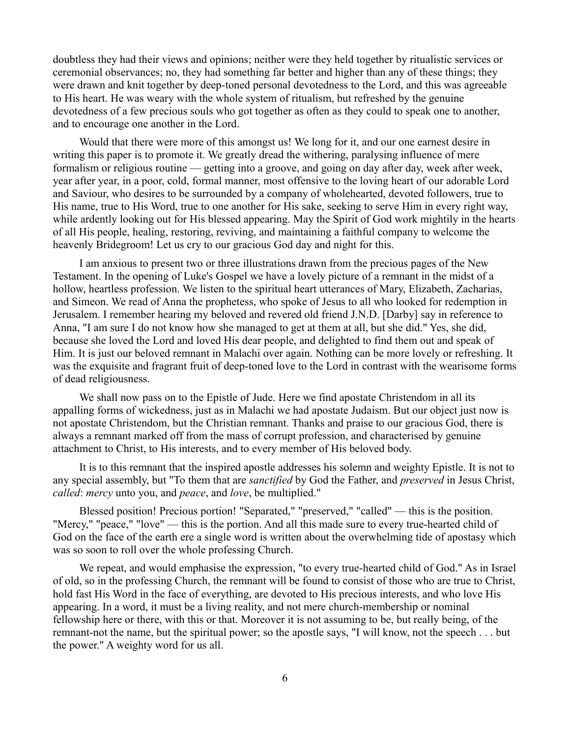doubtless they had their views and opinions; neither were they held together by ritualistic services or ceremonial observances; no, they had something far better and higher than any of these things; they were drawn and knit together by deep-toned personal devotedness to the Lord, and this was agreeable to His heart. He was weary with the whole system of ritualism, but refreshed by the genuine devotedness of a few precious souls who got together as often as they could to speak one to another, and to encourage one another in the Lord.

Would that there were more of this amongst us! We long for it, and our one earnest desire in writing this paper is to promote it. We greatly dread the withering, paralysing influence of mere formalism or religious routine — getting into a groove, and going on day after day, week after week, year after year, in a poor, cold, formal manner, most offensive to the loving heart of our adorable Lord and Saviour, who desires to be surrounded by a company of wholehearted, devoted followers, true to His name, true to His Word, true to one another for His sake, seeking to serve Him in every right way, while ardently looking out for His blessed appearing. May the Spirit of God work mightily in the hearts of all His people, healing, restoring, reviving, and maintaining a faithful company to welcome the heavenly Bridegroom! Let us cry to our gracious God day and night for this.

I am anxious to present two or three illustrations drawn from the precious pages of the New Testament. In the opening of Luke's Gospel we have a lovely picture of a remnant in the midst of a hollow, heartless profession. We listen to the spiritual heart utterances of Mary, Elizabeth, Zacharias, and Simeon. We read of Anna the prophetess, who spoke of Jesus to all who looked for redemption in Jerusalem. I remember hearing my beloved and revered old friend J.N.D. [Darby] say in reference to Anna, "I am sure I do not know how she managed to get at them at all, but she did." Yes, she did, because she loved the Lord and loved His dear people, and delighted to find them out and speak of Him. It is just our beloved remnant in Malachi over again. Nothing can be more lovely or refreshing. It was the exquisite and fragrant fruit of deep-toned love to the Lord in contrast with the wearisome forms of dead religiousness.

We shall now pass on to the Epistle of Jude. Here we find apostate Christendom in all its appalling forms of wickedness, just as in Malachi we had apostate Judaism. But our object just now is not apostate Christendom, but the Christian remnant. Thanks and praise to our gracious God, there is always a remnant marked off from the mass of corrupt profession, and characterised by genuine attachment to Christ, to His interests, and to every member of His beloved body.

It is to this remnant that the inspired apostle addresses his solemn and weighty Epistle. It is not to any special assembly, but "To them that are *sanctified* by God the Father, and *preserved* in Jesus Christ, *called*: *mercy* unto you, and *peace*, and *love*, be multiplied."

Blessed position! Precious portion! "Separated," "preserved," "called" — this is the position. "Mercy," "peace," "love" — this is the portion. And all this made sure to every true-hearted child of God on the face of the earth ere a single word is written about the overwhelming tide of apostasy which was so soon to roll over the whole professing Church.

We repeat, and would emphasise the expression, "to every true-hearted child of God." As in Israel of old, so in the professing Church, the remnant will be found to consist of those who are true to Christ, hold fast His Word in the face of everything, are devoted to His precious interests, and who love His appearing. In a word, it must be a living reality, and not mere church-membership or nominal fellowship here or there, with this or that. Moreover it is not assuming to be, but really being, of the remnant-not the name, but the spiritual power; so the apostle says, "I will know, not the speech . . . but the power." A weighty word for us all.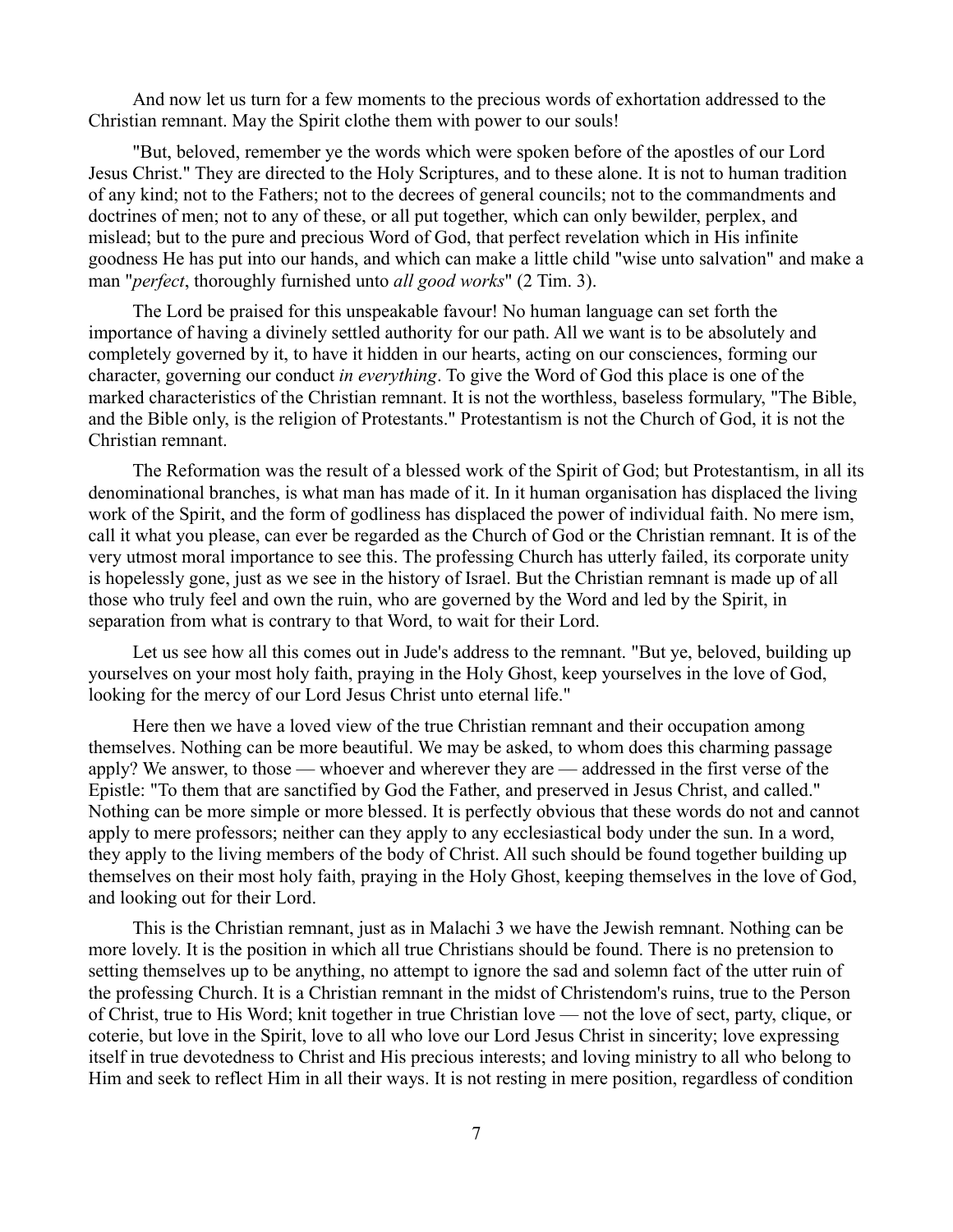And now let us turn for a few moments to the precious words of exhortation addressed to the Christian remnant. May the Spirit clothe them with power to our souls!

"But, beloved, remember ye the words which were spoken before of the apostles of our Lord Jesus Christ." They are directed to the Holy Scriptures, and to these alone. It is not to human tradition of any kind; not to the Fathers; not to the decrees of general councils; not to the commandments and doctrines of men; not to any of these, or all put together, which can only bewilder, perplex, and mislead; but to the pure and precious Word of God, that perfect revelation which in His infinite goodness He has put into our hands, and which can make a little child "wise unto salvation" and make a man "*perfect*, thoroughly furnished unto *all good works*" (2 Tim. 3).

The Lord be praised for this unspeakable favour! No human language can set forth the importance of having a divinely settled authority for our path. All we want is to be absolutely and completely governed by it, to have it hidden in our hearts, acting on our consciences, forming our character, governing our conduct *in everything*. To give the Word of God this place is one of the marked characteristics of the Christian remnant. It is not the worthless, baseless formulary, "The Bible, and the Bible only, is the religion of Protestants." Protestantism is not the Church of God, it is not the Christian remnant.

The Reformation was the result of a blessed work of the Spirit of God; but Protestantism, in all its denominational branches, is what man has made of it. In it human organisation has displaced the living work of the Spirit, and the form of godliness has displaced the power of individual faith. No mere ism, call it what you please, can ever be regarded as the Church of God or the Christian remnant. It is of the very utmost moral importance to see this. The professing Church has utterly failed, its corporate unity is hopelessly gone, just as we see in the history of Israel. But the Christian remnant is made up of all those who truly feel and own the ruin, who are governed by the Word and led by the Spirit, in separation from what is contrary to that Word, to wait for their Lord.

Let us see how all this comes out in Jude's address to the remnant. "But ye, beloved, building up yourselves on your most holy faith, praying in the Holy Ghost, keep yourselves in the love of God, looking for the mercy of our Lord Jesus Christ unto eternal life."

Here then we have a loved view of the true Christian remnant and their occupation among themselves. Nothing can be more beautiful. We may be asked, to whom does this charming passage apply? We answer, to those — whoever and wherever they are — addressed in the first verse of the Epistle: "To them that are sanctified by God the Father, and preserved in Jesus Christ, and called." Nothing can be more simple or more blessed. It is perfectly obvious that these words do not and cannot apply to mere professors; neither can they apply to any ecclesiastical body under the sun. In a word, they apply to the living members of the body of Christ. All such should be found together building up themselves on their most holy faith, praying in the Holy Ghost, keeping themselves in the love of God, and looking out for their Lord.

This is the Christian remnant, just as in Malachi 3 we have the Jewish remnant. Nothing can be more lovely. It is the position in which all true Christians should be found. There is no pretension to setting themselves up to be anything, no attempt to ignore the sad and solemn fact of the utter ruin of the professing Church. It is a Christian remnant in the midst of Christendom's ruins, true to the Person of Christ, true to His Word; knit together in true Christian love — not the love of sect, party, clique, or coterie, but love in the Spirit, love to all who love our Lord Jesus Christ in sincerity; love expressing itself in true devotedness to Christ and His precious interests; and loving ministry to all who belong to Him and seek to reflect Him in all their ways. It is not resting in mere position, regardless of condition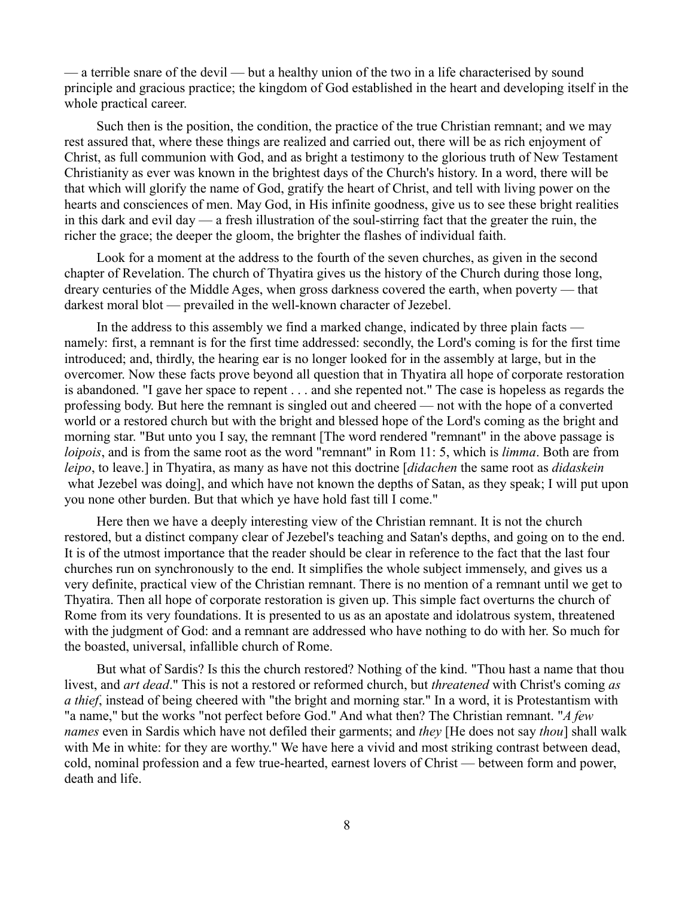— a terrible snare of the devil — but a healthy union of the two in a life characterised by sound principle and gracious practice; the kingdom of God established in the heart and developing itself in the whole practical career.

Such then is the position, the condition, the practice of the true Christian remnant; and we may rest assured that, where these things are realized and carried out, there will be as rich enjoyment of Christ, as full communion with God, and as bright a testimony to the glorious truth of New Testament Christianity as ever was known in the brightest days of the Church's history. In a word, there will be that which will glorify the name of God, gratify the heart of Christ, and tell with living power on the hearts and consciences of men. May God, in His infinite goodness, give us to see these bright realities in this dark and evil day — a fresh illustration of the soul-stirring fact that the greater the ruin, the richer the grace; the deeper the gloom, the brighter the flashes of individual faith.

Look for a moment at the address to the fourth of the seven churches, as given in the second chapter of Revelation. The church of Thyatira gives us the history of the Church during those long, dreary centuries of the Middle Ages, when gross darkness covered the earth, when poverty — that darkest moral blot — prevailed in the well-known character of Jezebel.

In the address to this assembly we find a marked change, indicated by three plain facts — namely: first, a remnant is for the first time addressed: secondly, the Lord's coming is for the first time introduced; and, thirdly, the hearing ear is no longer looked for in the assembly at large, but in the overcomer. Now these facts prove beyond all question that in Thyatira all hope of corporate restoration is abandoned. "I gave her space to repent . . . and she repented not." The case is hopeless as regards the professing body. But here the remnant is singled out and cheered — not with the hope of a converted world or a restored church but with the bright and blessed hope of the Lord's coming as the bright and morning star. "But unto you I say, the remnant [The word rendered "remnant" in the above passage is *loipois*, and is from the same root as the word "remnant" in Rom 11: 5, which is *limma*. Both are from *leipo*, to leave.] in Thyatira, as many as have not this doctrine [*didachen* the same root as *didaskein* what Jezebel was doing], and which have not known the depths of Satan, as they speak; I will put upon you none other burden. But that which ye have hold fast till I come."

Here then we have a deeply interesting view of the Christian remnant. It is not the church restored, but a distinct company clear of Jezebel's teaching and Satan's depths, and going on to the end. It is of the utmost importance that the reader should be clear in reference to the fact that the last four churches run on synchronously to the end. It simplifies the whole subject immensely, and gives us a very definite, practical view of the Christian remnant. There is no mention of a remnant until we get to Thyatira. Then all hope of corporate restoration is given up. This simple fact overturns the church of Rome from its very foundations. It is presented to us as an apostate and idolatrous system, threatened with the judgment of God: and a remnant are addressed who have nothing to do with her. So much for the boasted, universal, infallible church of Rome.

But what of Sardis? Is this the church restored? Nothing of the kind. "Thou hast a name that thou livest, and *art dead*." This is not a restored or reformed church, but *threatened* with Christ's coming *as a thief*, instead of being cheered with "the bright and morning star." In a word, it is Protestantism with "a name," but the works "not perfect before God." And what then? The Christian remnant. "*A few names* even in Sardis which have not defiled their garments; and *they* [He does not say *thou*] shall walk with Me in white: for they are worthy." We have here a vivid and most striking contrast between dead, cold, nominal profession and a few true-hearted, earnest lovers of Christ — between form and power, death and life.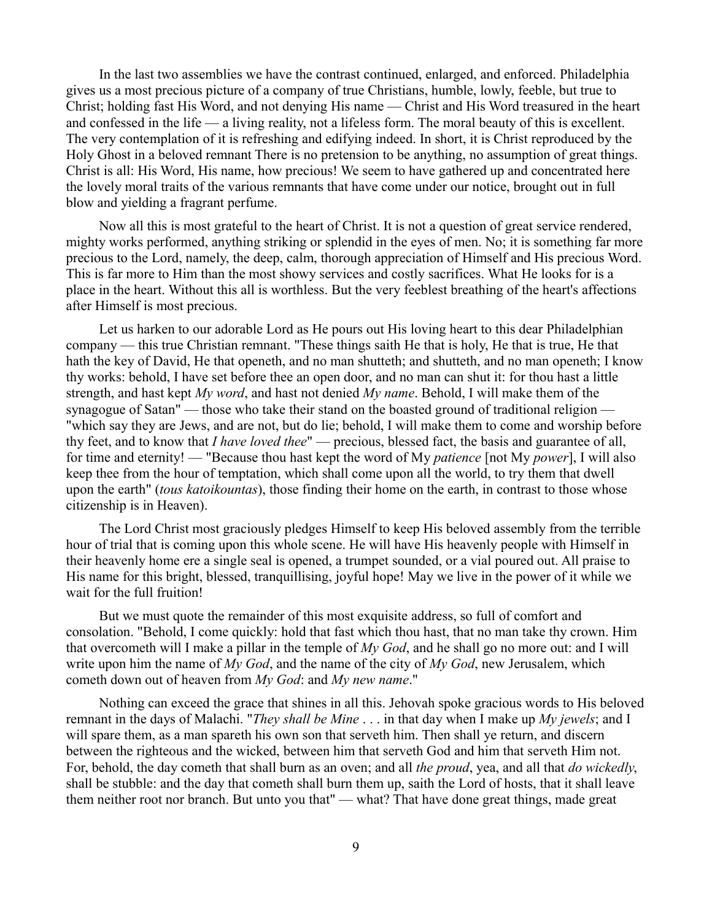In the last two assemblies we have the contrast continued, enlarged, and enforced. Philadelphia gives us a most precious picture of a company of true Christians, humble, lowly, feeble, but true to Christ; holding fast His Word, and not denying His name — Christ and His Word treasured in the heart and confessed in the life — a living reality, not a lifeless form. The moral beauty of this is excellent. The very contemplation of it is refreshing and edifying indeed. In short, it is Christ reproduced by the Holy Ghost in a beloved remnant There is no pretension to be anything, no assumption of great things. Christ is all: His Word, His name, how precious! We seem to have gathered up and concentrated here the lovely moral traits of the various remnants that have come under our notice, brought out in full blow and yielding a fragrant perfume.

Now all this is most grateful to the heart of Christ. It is not a question of great service rendered, mighty works performed, anything striking or splendid in the eyes of men. No; it is something far more precious to the Lord, namely, the deep, calm, thorough appreciation of Himself and His precious Word. This is far more to Him than the most showy services and costly sacrifices. What He looks for is a place in the heart. Without this all is worthless. But the very feeblest breathing of the heart's affections after Himself is most precious.

Let us harken to our adorable Lord as He pours out His loving heart to this dear Philadelphian company — this true Christian remnant. "These things saith He that is holy, He that is true, He that hath the key of David, He that openeth, and no man shutteth; and shutteth, and no man openeth; I know thy works: behold, I have set before thee an open door, and no man can shut it: for thou hast a little strength, and hast kept *My word*, and hast not denied *My name*. Behold, I will make them of the synagogue of Satan" — those who take their stand on the boasted ground of traditional religion — "which say they are Jews, and are not, but do lie; behold, I will make them to come and worship before thy feet, and to know that *I have loved thee*" — precious, blessed fact, the basis and guarantee of all, for time and eternity! — "Because thou hast kept the word of My *patience* [not My *power*], I will also keep thee from the hour of temptation, which shall come upon all the world, to try them that dwell upon the earth" (*tous katoikountas*), those finding their home on the earth, in contrast to those whose citizenship is in Heaven).

The Lord Christ most graciously pledges Himself to keep His beloved assembly from the terrible hour of trial that is coming upon this whole scene. He will have His heavenly people with Himself in their heavenly home ere a single seal is opened, a trumpet sounded, or a vial poured out. All praise to His name for this bright, blessed, tranquillising, joyful hope! May we live in the power of it while we wait for the full fruition!

But we must quote the remainder of this most exquisite address, so full of comfort and consolation. "Behold, I come quickly: hold that fast which thou hast, that no man take thy crown. Him that overcometh will I make a pillar in the temple of *My God*, and he shall go no more out: and I will write upon him the name of *My God*, and the name of the city of *My God*, new Jerusalem, which cometh down out of heaven from *My God*: and *My new name*."

Nothing can exceed the grace that shines in all this. Jehovah spoke gracious words to His beloved remnant in the days of Malachi. "*They shall be Mine* . . . in that day when I make up *My jewels*; and I will spare them, as a man spareth his own son that serveth him. Then shall ye return, and discern between the righteous and the wicked, between him that serveth God and him that serveth Him not. For, behold, the day cometh that shall burn as an oven; and all *the proud*, yea, and all that *do wickedly*, shall be stubble: and the day that cometh shall burn them up, saith the Lord of hosts, that it shall leave them neither root nor branch. But unto you that" — what? That have done great things, made great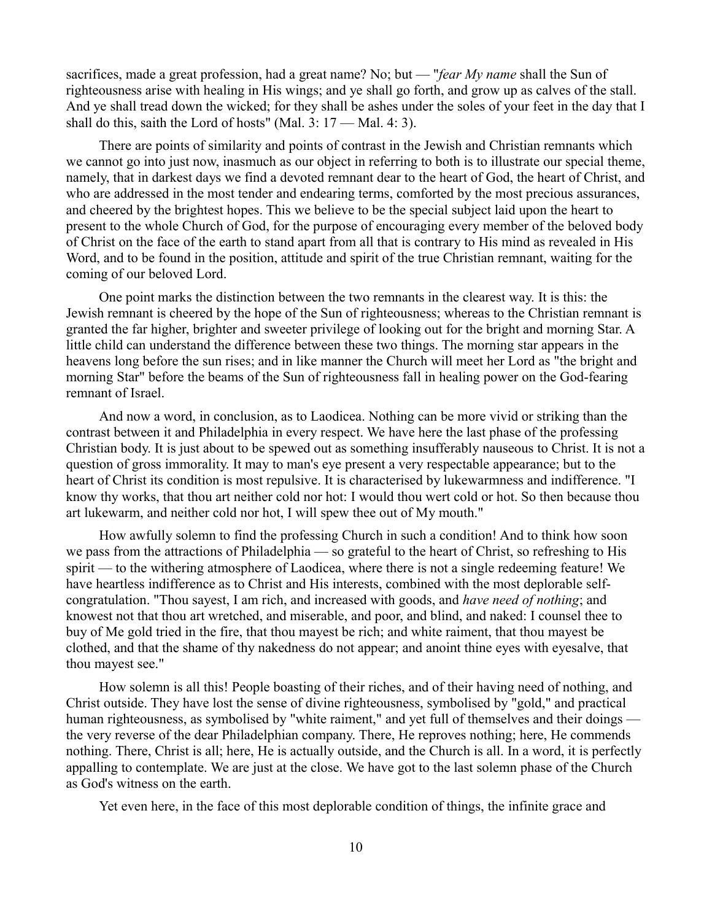sacrifices, made a great profession, had a great name? No; but — "*fear My name* shall the Sun of righteousness arise with healing in His wings; and ye shall go forth, and grow up as calves of the stall. And ye shall tread down the wicked; for they shall be ashes under the soles of your feet in the day that I shall do this, saith the Lord of hosts" (Mal. 3: 17 — Mal. 4: 3).

There are points of similarity and points of contrast in the Jewish and Christian remnants which we cannot go into just now, inasmuch as our object in referring to both is to illustrate our special theme, namely, that in darkest days we find a devoted remnant dear to the heart of God, the heart of Christ, and who are addressed in the most tender and endearing terms, comforted by the most precious assurances, and cheered by the brightest hopes. This we believe to be the special subject laid upon the heart to present to the whole Church of God, for the purpose of encouraging every member of the beloved body of Christ on the face of the earth to stand apart from all that is contrary to His mind as revealed in His Word, and to be found in the position, attitude and spirit of the true Christian remnant, waiting for the coming of our beloved Lord.

One point marks the distinction between the two remnants in the clearest way. It is this: the Jewish remnant is cheered by the hope of the Sun of righteousness; whereas to the Christian remnant is granted the far higher, brighter and sweeter privilege of looking out for the bright and morning Star. A little child can understand the difference between these two things. The morning star appears in the heavens long before the sun rises; and in like manner the Church will meet her Lord as "the bright and morning Star" before the beams of the Sun of righteousness fall in healing power on the God-fearing remnant of Israel.

And now a word, in conclusion, as to Laodicea. Nothing can be more vivid or striking than the contrast between it and Philadelphia in every respect. We have here the last phase of the professing Christian body. It is just about to be spewed out as something insufferably nauseous to Christ. It is not a question of gross immorality. It may to man's eye present a very respectable appearance; but to the heart of Christ its condition is most repulsive. It is characterised by lukewarmness and indifference. "I know thy works, that thou art neither cold nor hot: I would thou wert cold or hot. So then because thou art lukewarm, and neither cold nor hot, I will spew thee out of My mouth."

How awfully solemn to find the professing Church in such a condition! And to think how soon we pass from the attractions of Philadelphia — so grateful to the heart of Christ, so refreshing to His spirit — to the withering atmosphere of Laodicea, where there is not a single redeeming feature! We have heartless indifference as to Christ and His interests, combined with the most deplorable self-congratulation. "Thou sayest, I am rich, and increased with goods, and *have need of nothing*; and knowest not that thou art wretched, and miserable, and poor, and blind, and naked: I counsel thee to buy of Me gold tried in the fire, that thou mayest be rich; and white raiment, that thou mayest be clothed, and that the shame of thy nakedness do not appear; and anoint thine eyes with eyesalve, that thou mayest see."

How solemn is all this! People boasting of their riches, and of their having need of nothing, and Christ outside. They have lost the sense of divine righteousness, symbolised by "gold," and practical human righteousness, as symbolised by "white raiment," and yet full of themselves and their doings — the very reverse of the dear Philadelphian company. There, He reproves nothing; here, He commends nothing. There, Christ is all; here, He is actually outside, and the Church is all. In a word, it is perfectly appalling to contemplate. We are just at the close. We have got to the last solemn phase of the Church as God's witness on the earth.

Yet even here, in the face of this most deplorable condition of things, the infinite grace and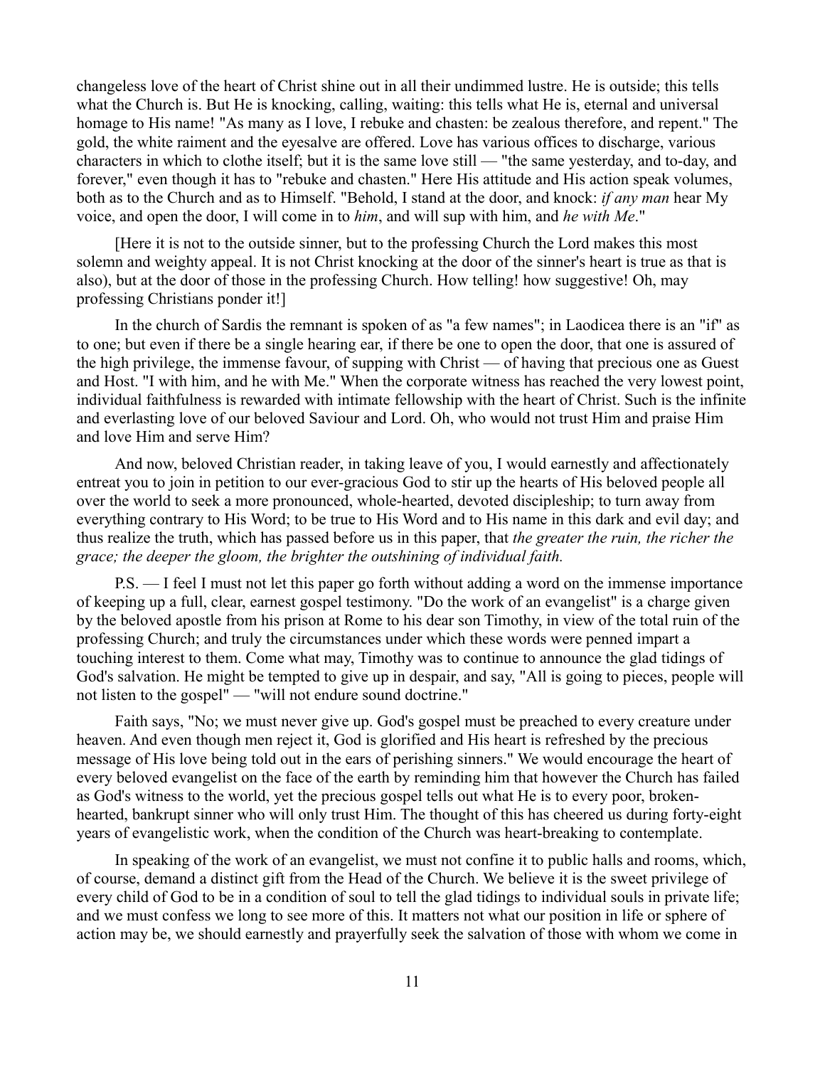changeless love of the heart of Christ shine out in all their undimmed lustre. He is outside; this tells what the Church is. But He is knocking, calling, waiting: this tells what He is, eternal and universal homage to His name! "As many as I love, I rebuke and chasten: be zealous therefore, and repent." The gold, the white raiment and the eyesalve are offered. Love has various offices to discharge, various characters in which to clothe itself; but it is the same love still — "the same yesterday, and to-day, and forever," even though it has to "rebuke and chasten." Here His attitude and His action speak volumes, both as to the Church and as to Himself. "Behold, I stand at the door, and knock: *if any man* hear My voice, and open the door, I will come in to *him*, and will sup with him, and *he with Me*."

[Here it is not to the outside sinner, but to the professing Church the Lord makes this most solemn and weighty appeal. It is not Christ knocking at the door of the sinner's heart is true as that is also), but at the door of those in the professing Church. How telling! how suggestive! Oh, may professing Christians ponder it!]

In the church of Sardis the remnant is spoken of as "a few names"; in Laodicea there is an "if" as to one; but even if there be a single hearing ear, if there be one to open the door, that one is assured of the high privilege, the immense favour, of supping with Christ — of having that precious one as Guest and Host. "I with him, and he with Me." When the corporate witness has reached the very lowest point, individual faithfulness is rewarded with intimate fellowship with the heart of Christ. Such is the infinite and everlasting love of our beloved Saviour and Lord. Oh, who would not trust Him and praise Him and love Him and serve Him?

And now, beloved Christian reader, in taking leave of you, I would earnestly and affectionately entreat you to join in petition to our ever-gracious God to stir up the hearts of His beloved people all over the world to seek a more pronounced, whole-hearted, devoted discipleship; to turn away from everything contrary to His Word; to be true to His Word and to His name in this dark and evil day; and thus realize the truth, which has passed before us in this paper, that *the greater the ruin, the richer the grace; the deeper the gloom, the brighter the outshining of individual faith.*

P.S. — I feel I must not let this paper go forth without adding a word on the immense importance of keeping up a full, clear, earnest gospel testimony. "Do the work of an evangelist" is a charge given by the beloved apostle from his prison at Rome to his dear son Timothy, in view of the total ruin of the professing Church; and truly the circumstances under which these words were penned impart a touching interest to them. Come what may, Timothy was to continue to announce the glad tidings of God's salvation. He might be tempted to give up in despair, and say, "All is going to pieces, people will not listen to the gospel" — "will not endure sound doctrine."

Faith says, "No; we must never give up. God's gospel must be preached to every creature under heaven. And even though men reject it, God is glorified and His heart is refreshed by the precious message of His love being told out in the ears of perishing sinners." We would encourage the heart of every beloved evangelist on the face of the earth by reminding him that however the Church has failed as God's witness to the world, yet the precious gospel tells out what He is to every poor, broken-hearted, bankrupt sinner who will only trust Him. The thought of this has cheered us during forty-eight years of evangelistic work, when the condition of the Church was heart-breaking to contemplate.

In speaking of the work of an evangelist, we must not confine it to public halls and rooms, which, of course, demand a distinct gift from the Head of the Church. We believe it is the sweet privilege of every child of God to be in a condition of soul to tell the glad tidings to individual souls in private life; and we must confess we long to see more of this. It matters not what our position in life or sphere of action may be, we should earnestly and prayerfully seek the salvation of those with whom we come in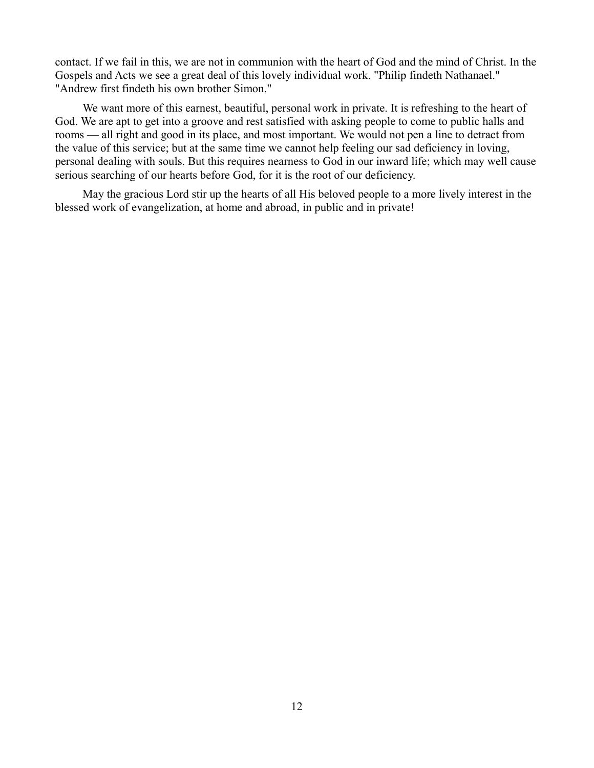contact. If we fail in this, we are not in communion with the heart of God and the mind of Christ. In the Gospels and Acts we see a great deal of this lovely individual work. "Philip findeth Nathanael." "Andrew first findeth his own brother Simon."

We want more of this earnest, beautiful, personal work in private. It is refreshing to the heart of God. We are apt to get into a groove and rest satisfied with asking people to come to public halls and rooms — all right and good in its place, and most important. We would not pen a line to detract from the value of this service; but at the same time we cannot help feeling our sad deficiency in loving, personal dealing with souls. But this requires nearness to God in our inward life; which may well cause serious searching of our hearts before God, for it is the root of our deficiency.

May the gracious Lord stir up the hearts of all His beloved people to a more lively interest in the blessed work of evangelization, at home and abroad, in public and in private!